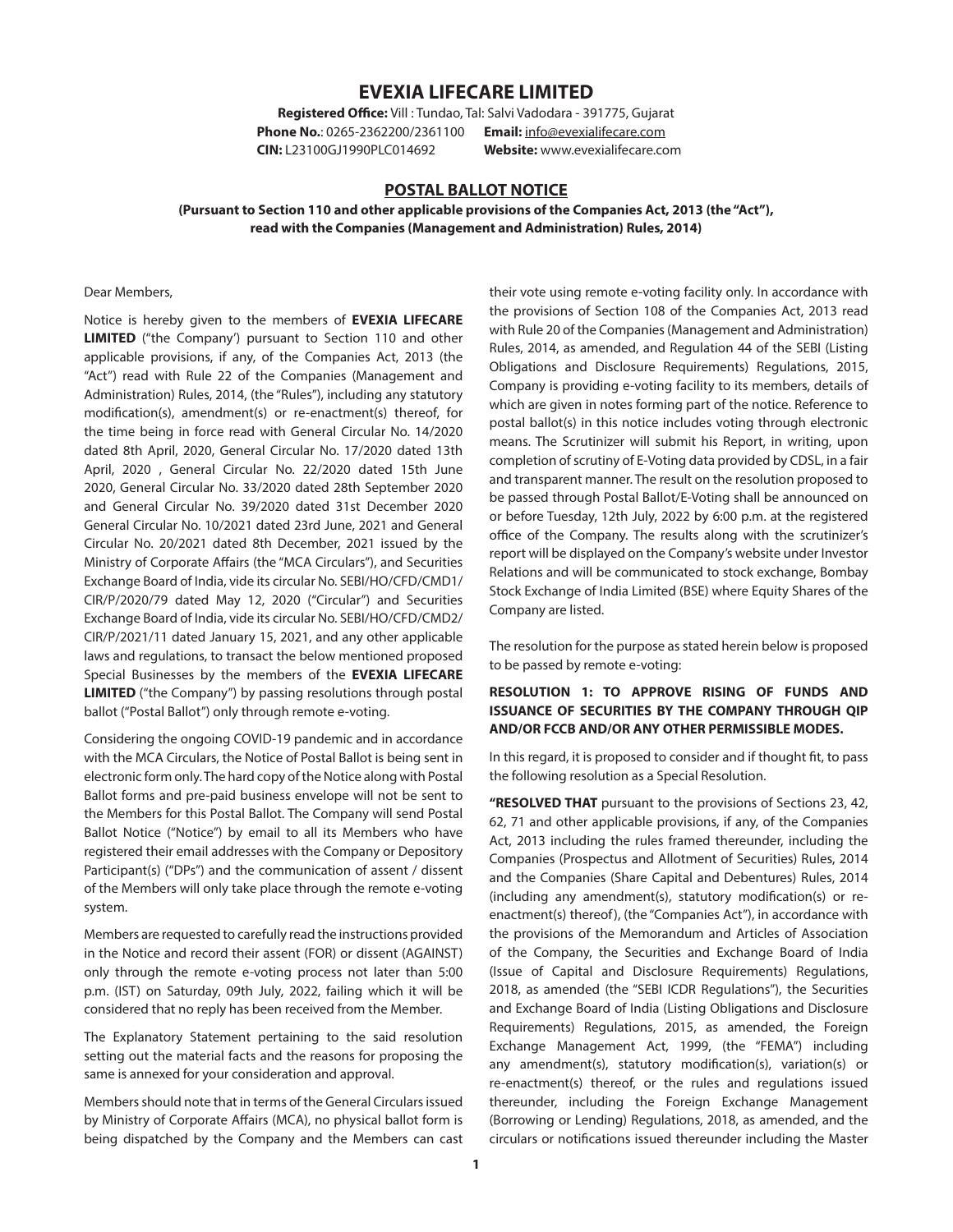# EVEXIA LIFECARE LIMITED

**Registered Office:** Vill : Tundao, Tal: Salvi Vadodara - 391775, Gujarat
**Phone No.**: 0265-2362200/2361100 **Email:** info@evexialifecare.com
**CIN:** L23100GJ1990PLC014692 **Website:** www.evexialifecare.com

## POSTAL BALLOT NOTICE

**(Pursuant to Section 110 and other applicable provisions of the Companies Act, 2013 (the "Act"), read with the Companies (Management and Administration) Rules, 2014)**

Dear Members,

Notice is hereby given to the members of **EVEXIA LIFECARE LIMITED** ("the Company') pursuant to Section 110 and other applicable provisions, if any, of the Companies Act, 2013 (the "Act") read with Rule 22 of the Companies (Management and Administration) Rules, 2014, (the "Rules"), including any statutory modification(s), amendment(s) or re-enactment(s) thereof, for the time being in force read with General Circular No. 14/2020 dated 8th April, 2020, General Circular No. 17/2020 dated 13th April, 2020 , General Circular No. 22/2020 dated 15th June 2020, General Circular No. 33/2020 dated 28th September 2020 and General Circular No. 39/2020 dated 31st December 2020 General Circular No. 10/2021 dated 23rd June, 2021 and General Circular No. 20/2021 dated 8th December, 2021 issued by the Ministry of Corporate Affairs (the "MCA Circulars"), and Securities Exchange Board of India, vide its circular No. SEBI/HO/CFD/CMD1/CIR/P/2020/79 dated May 12, 2020 ("Circular") and Securities Exchange Board of India, vide its circular No. SEBI/HO/CFD/CMD2/CIR/P/2021/11 dated January 15, 2021, and any other applicable laws and regulations, to transact the below mentioned proposed Special Businesses by the members of the **EVEXIA LIFECARE LIMITED** ("the Company") by passing resolutions through postal ballot ("Postal Ballot") only through remote e-voting.

Considering the ongoing COVID-19 pandemic and in accordance with the MCA Circulars, the Notice of Postal Ballot is being sent in electronic form only. The hard copy of the Notice along with Postal Ballot forms and pre-paid business envelope will not be sent to the Members for this Postal Ballot. The Company will send Postal Ballot Notice ("Notice") by email to all its Members who have registered their email addresses with the Company or Depository Participant(s) ("DPs") and the communication of assent / dissent of the Members will only take place through the remote e-voting system.

Members are requested to carefully read the instructions provided in the Notice and record their assent (FOR) or dissent (AGAINST) only through the remote e-voting process not later than 5:00 p.m. (IST) on Saturday, 09th July, 2022, failing which it will be considered that no reply has been received from the Member.

The Explanatory Statement pertaining to the said resolution setting out the material facts and the reasons for proposing the same is annexed for your consideration and approval.

Members should note that in terms of the General Circulars issued by Ministry of Corporate Affairs (MCA), no physical ballot form is being dispatched by the Company and the Members can cast their vote using remote e-voting facility only. In accordance with the provisions of Section 108 of the Companies Act, 2013 read with Rule 20 of the Companies (Management and Administration) Rules, 2014, as amended, and Regulation 44 of the SEBI (Listing Obligations and Disclosure Requirements) Regulations, 2015, Company is providing e-voting facility to its members, details of which are given in notes forming part of the notice. Reference to postal ballot(s) in this notice includes voting through electronic means. The Scrutinizer will submit his Report, in writing, upon completion of scrutiny of E-Voting data provided by CDSL, in a fair and transparent manner. The result on the resolution proposed to be passed through Postal Ballot/E-Voting shall be announced on or before Tuesday, 12th July, 2022 by 6:00 p.m. at the registered office of the Company. The results along with the scrutinizer's report will be displayed on the Company's website under Investor Relations and will be communicated to stock exchange, Bombay Stock Exchange of India Limited (BSE) where Equity Shares of the Company are listed.

The resolution for the purpose as stated herein below is proposed to be passed by remote e-voting:

**RESOLUTION 1: TO APPROVE RISING OF FUNDS AND ISSUANCE OF SECURITIES BY THE COMPANY THROUGH QIP AND/OR FCCB AND/OR ANY OTHER PERMISSIBLE MODES.**

In this regard, it is proposed to consider and if thought fit, to pass the following resolution as a Special Resolution.

**"RESOLVED THAT** pursuant to the provisions of Sections 23, 42, 62, 71 and other applicable provisions, if any, of the Companies Act, 2013 including the rules framed thereunder, including the Companies (Prospectus and Allotment of Securities) Rules, 2014 and the Companies (Share Capital and Debentures) Rules, 2014 (including any amendment(s), statutory modification(s) or re-enactment(s) thereof), (the "Companies Act"), in accordance with the provisions of the Memorandum and Articles of Association of the Company, the Securities and Exchange Board of India (Issue of Capital and Disclosure Requirements) Regulations, 2018, as amended (the "SEBI ICDR Regulations"), the Securities and Exchange Board of India (Listing Obligations and Disclosure Requirements) Regulations, 2015, as amended, the Foreign Exchange Management Act, 1999, (the "FEMA") including any amendment(s), statutory modification(s), variation(s) or re-enactment(s) thereof, or the rules and regulations issued thereunder, including the Foreign Exchange Management (Borrowing or Lending) Regulations, 2018, as amended, and the circulars or notifications issued thereunder including the Master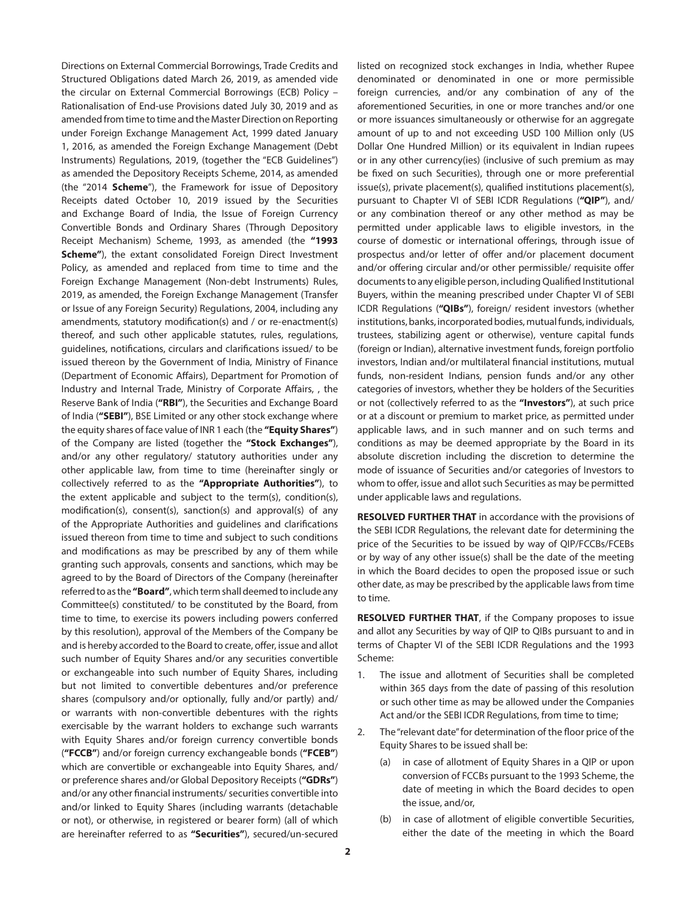Directions on External Commercial Borrowings, Trade Credits and Structured Obligations dated March 26, 2019, as amended vide the circular on External Commercial Borrowings (ECB) Policy – Rationalisation of End-use Provisions dated July 30, 2019 and as amended from time to time and the Master Direction on Reporting under Foreign Exchange Management Act, 1999 dated January 1, 2016, as amended the Foreign Exchange Management (Debt Instruments) Regulations, 2019, (together the "ECB Guidelines") as amended the Depository Receipts Scheme, 2014, as amended (the "2014 **Scheme**"), the Framework for issue of Depository Receipts dated October 10, 2019 issued by the Securities and Exchange Board of India, the Issue of Foreign Currency Convertible Bonds and Ordinary Shares (Through Depository Receipt Mechanism) Scheme, 1993, as amended (the **"1993 Scheme"**), the extant consolidated Foreign Direct Investment Policy, as amended and replaced from time to time and the Foreign Exchange Management (Non-debt Instruments) Rules, 2019, as amended, the Foreign Exchange Management (Transfer or Issue of any Foreign Security) Regulations, 2004, including any amendments, statutory modification(s) and / or re-enactment(s) thereof, and such other applicable statutes, rules, regulations, guidelines, notifications, circulars and clarifications issued/ to be issued thereon by the Government of India, Ministry of Finance (Department of Economic Affairs), Department for Promotion of Industry and Internal Trade, Ministry of Corporate Affairs, , the Reserve Bank of India (**"RBI"**), the Securities and Exchange Board of India (**"SEBI"**), BSE Limited or any other stock exchange where the equity shares of face value of INR 1 each (the **"Equity Shares"**) of the Company are listed (together the **"Stock Exchanges"**), and/or any other regulatory/ statutory authorities under any other applicable law, from time to time (hereinafter singly or collectively referred to as the **"Appropriate Authorities"**), to the extent applicable and subject to the term(s), condition(s), modification(s), consent(s), sanction(s) and approval(s) of any of the Appropriate Authorities and guidelines and clarifications issued thereon from time to time and subject to such conditions and modifications as may be prescribed by any of them while granting such approvals, consents and sanctions, which may be agreed to by the Board of Directors of the Company (hereinafter referred to as the **"Board"**, which term shall deemed to include any Committee(s) constituted/ to be constituted by the Board, from time to time, to exercise its powers including powers conferred by this resolution), approval of the Members of the Company be and is hereby accorded to the Board to create, offer, issue and allot such number of Equity Shares and/or any securities convertible or exchangeable into such number of Equity Shares, including but not limited to convertible debentures and/or preference shares (compulsory and/or optionally, fully and/or partly) and/ or warrants with non-convertible debentures with the rights exercisable by the warrant holders to exchange such warrants with Equity Shares and/or foreign currency convertible bonds (**"FCCB"**) and/or foreign currency exchangeable bonds (**"FCEB"**) which are convertible or exchangeable into Equity Shares, and/ or preference shares and/or Global Depository Receipts (**"GDRs"**) and/or any other financial instruments/ securities convertible into and/or linked to Equity Shares (including warrants (detachable or not), or otherwise, in registered or bearer form) (all of which are hereinafter referred to as **"Securities"**), secured/un-secured listed on recognized stock exchanges in India, whether Rupee denominated or denominated in one or more permissible foreign currencies, and/or any combination of any of the aforementioned Securities, in one or more tranches and/or one or more issuances simultaneously or otherwise for an aggregate amount of up to and not exceeding USD 100 Million only (US Dollar One Hundred Million) or its equivalent in Indian rupees or in any other currency(ies) (inclusive of such premium as may be fixed on such Securities), through one or more preferential issue(s), private placement(s), qualified institutions placement(s), pursuant to Chapter VI of SEBI ICDR Regulations (**"QIP"**), and/ or any combination thereof or any other method as may be permitted under applicable laws to eligible investors, in the course of domestic or international offerings, through issue of prospectus and/or letter of offer and/or placement document and/or offering circular and/or other permissible/ requisite offer documents to any eligible person, including Qualified Institutional Buyers, within the meaning prescribed under Chapter VI of SEBI ICDR Regulations (**"QIBs"**), foreign/ resident investors (whether institutions, banks, incorporated bodies, mutual funds, individuals, trustees, stabilizing agent or otherwise), venture capital funds (foreign or Indian), alternative investment funds, foreign portfolio investors, Indian and/or multilateral financial institutions, mutual funds, non-resident Indians, pension funds and/or any other categories of investors, whether they be holders of the Securities or not (collectively referred to as the **"Investors"**), at such price or at a discount or premium to market price, as permitted under applicable laws, and in such manner and on such terms and conditions as may be deemed appropriate by the Board in its absolute discretion including the discretion to determine the mode of issuance of Securities and/or categories of Investors to whom to offer, issue and allot such Securities as may be permitted under applicable laws and regulations.

**RESOLVED FURTHER THAT** in accordance with the provisions of the SEBI ICDR Regulations, the relevant date for determining the price of the Securities to be issued by way of QIP/FCCBs/FCEBs or by way of any other issue(s) shall be the date of the meeting in which the Board decides to open the proposed issue or such other date, as may be prescribed by the applicable laws from time to time.

**RESOLVED FURTHER THAT**, if the Company proposes to issue and allot any Securities by way of QIP to QIBs pursuant to and in terms of Chapter VI of the SEBI ICDR Regulations and the 1993 Scheme:

1. The issue and allotment of Securities shall be completed within 365 days from the date of passing of this resolution or such other time as may be allowed under the Companies Act and/or the SEBI ICDR Regulations, from time to time;
2. The "relevant date" for determination of the floor price of the Equity Shares to be issued shall be:
   (a) in case of allotment of Equity Shares in a QIP or upon conversion of FCCBs pursuant to the 1993 Scheme, the date of meeting in which the Board decides to open the issue, and/or,
   (b) in case of allotment of eligible convertible Securities, either the date of the meeting in which the Board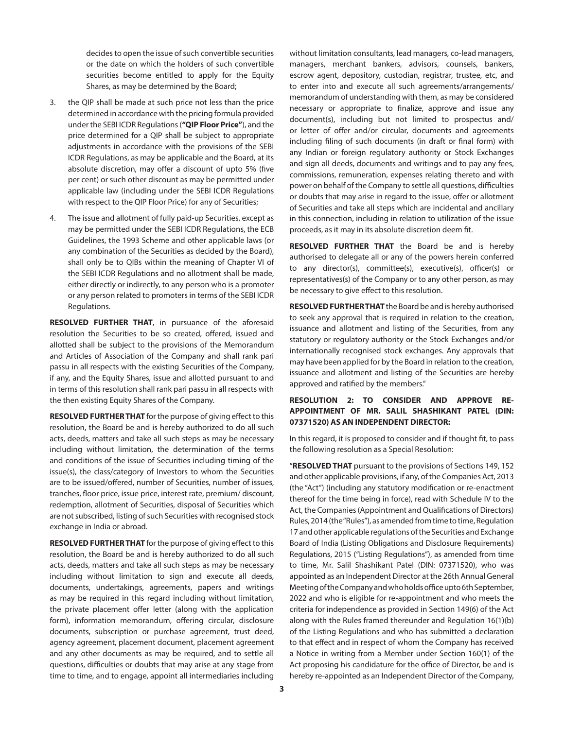decides to open the issue of such convertible securities or the date on which the holders of such convertible securities become entitled to apply for the Equity Shares, as may be determined by the Board;

3. the QIP shall be made at such price not less than the price determined in accordance with the pricing formula provided under the SEBI ICDR Regulations (**"QIP Floor Price"**), and the price determined for a QIP shall be subject to appropriate adjustments in accordance with the provisions of the SEBI ICDR Regulations, as may be applicable and the Board, at its absolute discretion, may offer a discount of upto 5% (five per cent) or such other discount as may be permitted under applicable law (including under the SEBI ICDR Regulations with respect to the QIP Floor Price) for any of Securities;

4. The issue and allotment of fully paid-up Securities, except as may be permitted under the SEBI ICDR Regulations, the ECB Guidelines, the 1993 Scheme and other applicable laws (or any combination of the Securities as decided by the Board), shall only be to QIBs within the meaning of Chapter VI of the SEBI ICDR Regulations and no allotment shall be made, either directly or indirectly, to any person who is a promoter or any person related to promoters in terms of the SEBI ICDR Regulations.

**RESOLVED FURTHER THAT**, in pursuance of the aforesaid resolution the Securities to be so created, offered, issued and allotted shall be subject to the provisions of the Memorandum and Articles of Association of the Company and shall rank pari passu in all respects with the existing Securities of the Company, if any, and the Equity Shares, issue and allotted pursuant to and in terms of this resolution shall rank pari passu in all respects with the then existing Equity Shares of the Company.

**RESOLVED FURTHER THAT** for the purpose of giving effect to this resolution, the Board be and is hereby authorized to do all such acts, deeds, matters and take all such steps as may be necessary including without limitation, the determination of the terms and conditions of the issue of Securities including timing of the issue(s), the class/category of Investors to whom the Securities are to be issued/offered, number of Securities, number of issues, tranches, floor price, issue price, interest rate, premium/ discount, redemption, allotment of Securities, disposal of Securities which are not subscribed, listing of such Securities with recognised stock exchange in India or abroad.

**RESOLVED FURTHER THAT** for the purpose of giving effect to this resolution, the Board be and is hereby authorized to do all such acts, deeds, matters and take all such steps as may be necessary including without limitation to sign and execute all deeds, documents, undertakings, agreements, papers and writings as may be required in this regard including without limitation, the private placement offer letter (along with the application form), information memorandum, offering circular, disclosure documents, subscription or purchase agreement, trust deed, agency agreement, placement document, placement agreement and any other documents as may be required, and to settle all questions, difficulties or doubts that may arise at any stage from time to time, and to engage, appoint all intermediaries including without limitation consultants, lead managers, co-lead managers, managers, merchant bankers, advisors, counsels, bankers, escrow agent, depository, custodian, registrar, trustee, etc, and to enter into and execute all such agreements/arrangements/ memorandum of understanding with them, as may be considered necessary or appropriate to finalize, approve and issue any document(s), including but not limited to prospectus and/ or letter of offer and/or circular, documents and agreements including filing of such documents (in draft or final form) with any Indian or foreign regulatory authority or Stock Exchanges and sign all deeds, documents and writings and to pay any fees, commissions, remuneration, expenses relating thereto and with power on behalf of the Company to settle all questions, difficulties or doubts that may arise in regard to the issue, offer or allotment of Securities and take all steps which are incidental and ancillary in this connection, including in relation to utilization of the issue proceeds, as it may in its absolute discretion deem fit.

**RESOLVED FURTHER THAT** the Board be and is hereby authorised to delegate all or any of the powers herein conferred to any director(s), committee(s), executive(s), officer(s) or representatives(s) of the Company or to any other person, as may be necessary to give effect to this resolution.

**RESOLVED FURTHER THAT** the Board be and is hereby authorised to seek any approval that is required in relation to the creation, issuance and allotment and listing of the Securities, from any statutory or regulatory authority or the Stock Exchanges and/or internationally recognised stock exchanges. Any approvals that may have been applied for by the Board in relation to the creation, issuance and allotment and listing of the Securities are hereby approved and ratified by the members."

### RESOLUTION 2: TO CONSIDER AND APPROVE RE-APPOINTMENT OF MR. SALIL SHASHIKANT PATEL (DIN: 07371520) AS AN INDEPENDENT DIRECTOR:

In this regard, it is proposed to consider and if thought fit, to pass the following resolution as a Special Resolution:

"**RESOLVED THAT** pursuant to the provisions of Sections 149, 152 and other applicable provisions, if any, of the Companies Act, 2013 (the "Act") (including any statutory modification or re-enactment thereof for the time being in force), read with Schedule IV to the Act, the Companies (Appointment and Qualifications of Directors) Rules, 2014 (the "Rules"), as amended from time to time, Regulation 17 and other applicable regulations of the Securities and Exchange Board of India (Listing Obligations and Disclosure Requirements) Regulations, 2015 ("Listing Regulations"), as amended from time to time, Mr. Salil Shashikant Patel (DIN: 07371520), who was appointed as an Independent Director at the 26th Annual General Meeting of the Company and who holds office upto 6th September, 2022 and who is eligible for re-appointment and who meets the criteria for independence as provided in Section 149(6) of the Act along with the Rules framed thereunder and Regulation 16(1)(b) of the Listing Regulations and who has submitted a declaration to that effect and in respect of whom the Company has received a Notice in writing from a Member under Section 160(1) of the Act proposing his candidature for the office of Director, be and is hereby re-appointed as an Independent Director of the Company,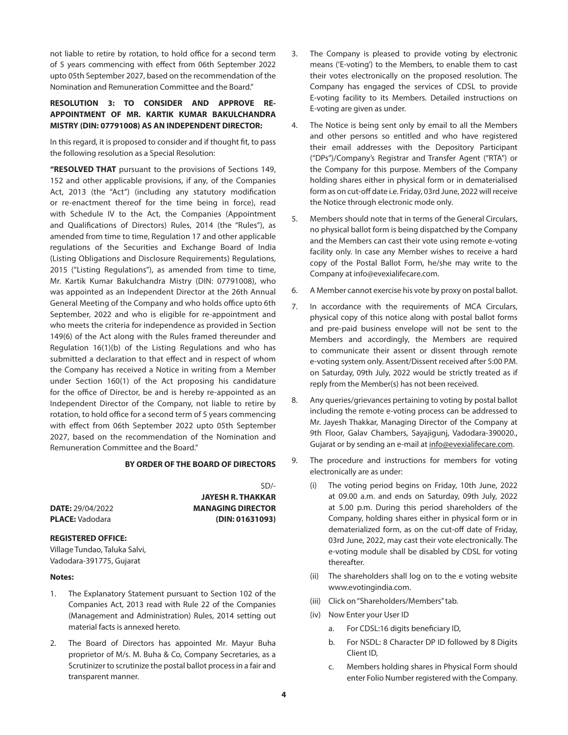not liable to retire by rotation, to hold office for a second term of 5 years commencing with effect from 06th September 2022 upto 05th September 2027, based on the recommendation of the Nomination and Remuneration Committee and the Board."

**RESOLUTION 3: TO CONSIDER AND APPROVE RE-APPOINTMENT OF MR. KARTIK KUMAR BAKULCHANDRA MISTRY (DIN: 07791008) AS AN INDEPENDENT DIRECTOR:**

In this regard, it is proposed to consider and if thought fit, to pass the following resolution as a Special Resolution:

**"RESOLVED THAT** pursuant to the provisions of Sections 149, 152 and other applicable provisions, if any, of the Companies Act, 2013 (the "Act") (including any statutory modification or re-enactment thereof for the time being in force), read with Schedule IV to the Act, the Companies (Appointment and Qualifications of Directors) Rules, 2014 (the "Rules"), as amended from time to time, Regulation 17 and other applicable regulations of the Securities and Exchange Board of India (Listing Obligations and Disclosure Requirements) Regulations, 2015 ("Listing Regulations"), as amended from time to time, Mr. Kartik Kumar Bakulchandra Mistry (DIN: 07791008), who was appointed as an Independent Director at the 26th Annual General Meeting of the Company and who holds office upto 6th September, 2022 and who is eligible for re-appointment and who meets the criteria for independence as provided in Section 149(6) of the Act along with the Rules framed thereunder and Regulation 16(1)(b) of the Listing Regulations and who has submitted a declaration to that effect and in respect of whom the Company has received a Notice in writing from a Member under Section 160(1) of the Act proposing his candidature for the office of Director, be and is hereby re-appointed as an Independent Director of the Company, not liable to retire by rotation, to hold office for a second term of 5 years commencing with effect from 06th September 2022 upto 05th September 2027, based on the recommendation of the Nomination and Remuneration Committee and the Board."

**BY ORDER OF THE BOARD OF DIRECTORS**

SD/-
**JAYESH R. THAKKAR**
**MANAGING DIRECTOR**
**(DIN: 01631093)**

**DATE:** 29/04/2022
**PLACE:** Vadodara

**REGISTERED OFFICE:**
Village Tundao, Taluka Salvi,
Vadodara-391775, Gujarat

**Notes:**

1. The Explanatory Statement pursuant to Section 102 of the Companies Act, 2013 read with Rule 22 of the Companies (Management and Administration) Rules, 2014 setting out material facts is annexed hereto.
2. The Board of Directors has appointed Mr. Mayur Buha proprietor of M/s. M. Buha & Co, Company Secretaries, as a Scrutinizer to scrutinize the postal ballot process in a fair and transparent manner.
3. The Company is pleased to provide voting by electronic means ('E-voting') to the Members, to enable them to cast their votes electronically on the proposed resolution. The Company has engaged the services of CDSL to provide E-voting facility to its Members. Detailed instructions on E-voting are given as under.
4. The Notice is being sent only by email to all the Members and other persons so entitled and who have registered their email addresses with the Depository Participant ("DPs")/Company's Registrar and Transfer Agent ("RTA") or the Company for this purpose. Members of the Company holding shares either in physical form or in dematerialised form as on cut-off date i.e. Friday, 03rd June, 2022 will receive the Notice through electronic mode only.
5. Members should note that in terms of the General Circulars, no physical ballot form is being dispatched by the Company and the Members can cast their vote using remote e-voting facility only. In case any Member wishes to receive a hard copy of the Postal Ballot Form, he/she may write to the Company at info@evexialifecare.com.
6. A Member cannot exercise his vote by proxy on postal ballot.
7. In accordance with the requirements of MCA Circulars, physical copy of this notice along with postal ballot forms and pre-paid business envelope will not be sent to the Members and accordingly, the Members are required to communicate their assent or dissent through remote e-voting system only. Assent/Dissent received after 5:00 P.M. on Saturday, 09th July, 2022 would be strictly treated as if reply from the Member(s) has not been received.
8. Any queries/grievances pertaining to voting by postal ballot including the remote e-voting process can be addressed to Mr. Jayesh Thakkar, Managing Director of the Company at 9th Floor, Galav Chambers, Sayajigunj, Vadodara-390020., Gujarat or by sending an e-mail at info@evexialifecare.com.
9. The procedure and instructions for members for voting electronically are as under:
   (i) The voting period begins on Friday, 10th June, 2022 at 09.00 a.m. and ends on Saturday, 09th July, 2022 at 5.00 p.m. During this period shareholders of the Company, holding shares either in physical form or in dematerialized form, as on the cut-off date of Friday, 03rd June, 2022, may cast their vote electronically. The e-voting module shall be disabled by CDSL for voting thereafter.
   (ii) The shareholders shall log on to the e voting website www.evotingindia.com.
   (iii) Click on "Shareholders/Members" tab.
   (iv) Now Enter your User ID
      a. For CDSL:16 digits beneficiary ID,
      b. For NSDL: 8 Character DP ID followed by 8 Digits Client ID,
      c. Members holding shares in Physical Form should enter Folio Number registered with the Company.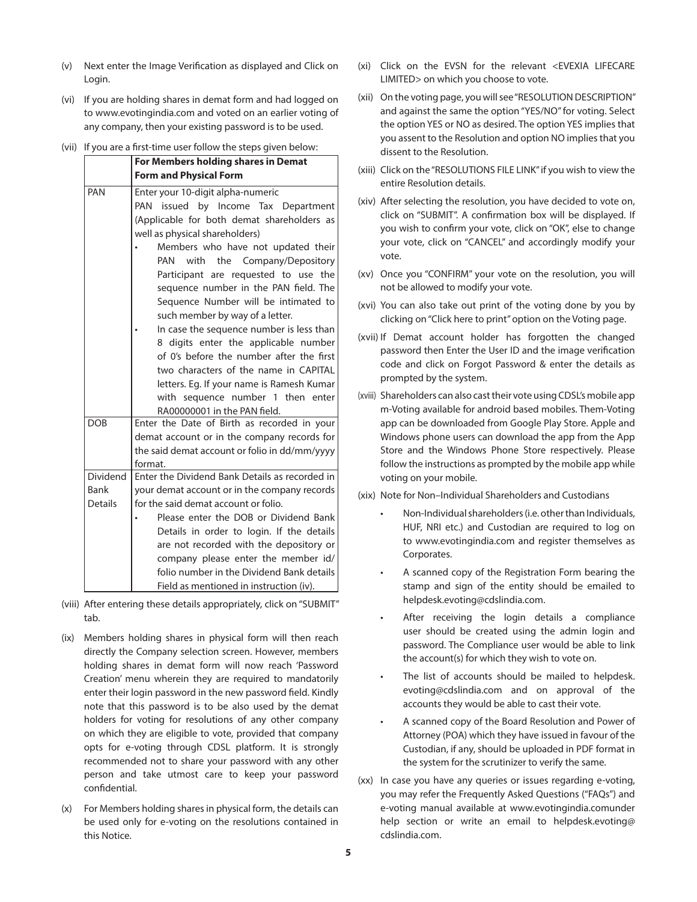(v) Next enter the Image Verification as displayed and Click on Login.

(vi) If you are holding shares in demat form and had logged on to www.evotingindia.com and voted on an earlier voting of any company, then your existing password is to be used.

(vii) If you are a first-time user follow the steps given below:

| | **For Members holding shares in Demat Form and Physical Form** |
|---|---|
| PAN | Enter your 10-digit alpha-numeric PAN issued by Income Tax Department (Applicable for both demat shareholders as well as physical shareholders)<br>• Members who have not updated their PAN with the Company/Depository Participant are requested to use the sequence number in the PAN field. The Sequence Number will be intimated to such member by way of a letter.<br>• In case the sequence number is less than 8 digits enter the applicable number of 0's before the number after the first two characters of the name in CAPITAL letters. Eg. If your name is Ramesh Kumar with sequence number 1 then enter RA00000001 in the PAN field. |
| DOB | Enter the Date of Birth as recorded in your demat account or in the company records for the said demat account or folio in dd/mm/yyyy format. |
| Dividend Bank Details | Enter the Dividend Bank Details as recorded in your demat account or in the company records for the said demat account or folio.<br>• Please enter the DOB or Dividend Bank Details in order to login. If the details are not recorded with the depository or company please enter the member id/ folio number in the Dividend Bank details Field as mentioned in instruction (iv). |

(viii) After entering these details appropriately, click on "SUBMIT" tab.

(ix) Members holding shares in physical form will then reach directly the Company selection screen. However, members holding shares in demat form will now reach 'Password Creation' menu wherein they are required to mandatorily enter their login password in the new password field. Kindly note that this password is to be also used by the demat holders for voting for resolutions of any other company on which they are eligible to vote, provided that company opts for e-voting through CDSL platform. It is strongly recommended not to share your password with any other person and take utmost care to keep your password confidential.

(x) For Members holding shares in physical form, the details can be used only for e-voting on the resolutions contained in this Notice.

(xi) Click on the EVSN for the relevant <EVEXIA LIFECARE LIMITED> on which you choose to vote.

(xii) On the voting page, you will see "RESOLUTION DESCRIPTION" and against the same the option "YES/NO" for voting. Select the option YES or NO as desired. The option YES implies that you assent to the Resolution and option NO implies that you dissent to the Resolution.

(xiii) Click on the "RESOLUTIONS FILE LINK" if you wish to view the entire Resolution details.

(xiv) After selecting the resolution, you have decided to vote on, click on "SUBMIT". A confirmation box will be displayed. If you wish to confirm your vote, click on "OK", else to change your vote, click on "CANCEL" and accordingly modify your vote.

(xv) Once you "CONFIRM" your vote on the resolution, you will not be allowed to modify your vote.

(xvi) You can also take out print of the voting done by you by clicking on "Click here to print" option on the Voting page.

(xvii) If Demat account holder has forgotten the changed password then Enter the User ID and the image verification code and click on Forgot Password & enter the details as prompted by the system.

(xviii) Shareholders can also cast their vote using CDSL's mobile app m-Voting available for android based mobiles. Them-Voting app can be downloaded from Google Play Store. Apple and Windows phone users can download the app from the App Store and the Windows Phone Store respectively. Please follow the instructions as prompted by the mobile app while voting on your mobile.

(xix) Note for Non–Individual Shareholders and Custodians

- Non-Individual shareholders (i.e. other than Individuals, HUF, NRI etc.) and Custodian are required to log on to www.evotingindia.com and register themselves as Corporates.
- A scanned copy of the Registration Form bearing the stamp and sign of the entity should be emailed to helpdesk.evoting@cdslindia.com.
- After receiving the login details a compliance user should be created using the admin login and password. The Compliance user would be able to link the account(s) for which they wish to vote on.
- The list of accounts should be mailed to helpdesk.evoting@cdslindia.com and on approval of the accounts they would be able to cast their vote.
- A scanned copy of the Board Resolution and Power of Attorney (POA) which they have issued in favour of the Custodian, if any, should be uploaded in PDF format in the system for the scrutinizer to verify the same.

(xx) In case you have any queries or issues regarding e-voting, you may refer the Frequently Asked Questions ("FAQs") and e-voting manual available at www.evotingindia.comunder help section or write an email to helpdesk.evoting@cdslindia.com.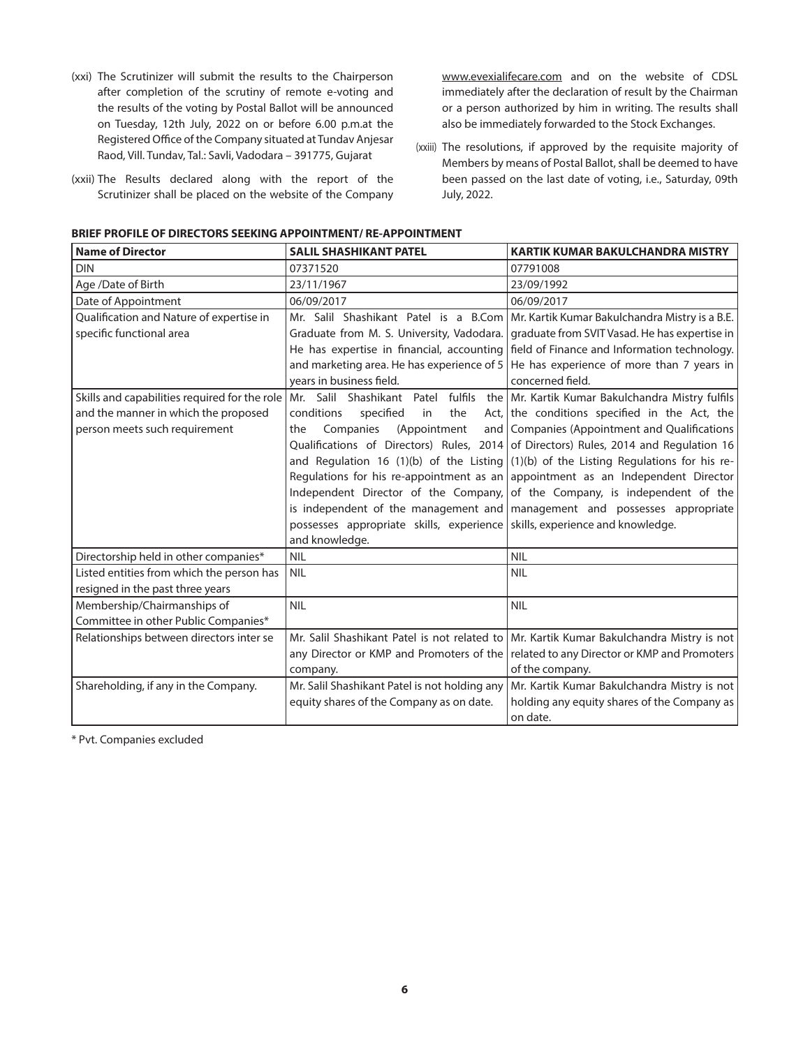(xxi) The Scrutinizer will submit the results to the Chairperson after completion of the scrutiny of remote e-voting and the results of the voting by Postal Ballot will be announced on Tuesday, 12th July, 2022 on or before 6.00 p.m.at the Registered Office of the Company situated at Tundav Anjesar Raod, Vill. Tundav, Tal.: Savli, Vadodara – 391775, Gujarat

(xxii) The Results declared along with the report of the Scrutinizer shall be placed on the website of the Company www.evexialifecare.com and on the website of CDSL immediately after the declaration of result by the Chairman or a person authorized by him in writing. The results shall also be immediately forwarded to the Stock Exchanges.

(xxiii) The resolutions, if approved by the requisite majority of Members by means of Postal Ballot, shall be deemed to have been passed on the last date of voting, i.e., Saturday, 09th July, 2022.

**BRIEF PROFILE OF DIRECTORS SEEKING APPOINTMENT/ RE-APPOINTMENT**

| **Name of Director** | **SALIL SHASHIKANT PATEL** | **KARTIK KUMAR BAKULCHANDRA MISTRY** |
|---|---|---|
| DIN | 07371520 | 07791008 |
| Age /Date of Birth | 23/11/1967 | 23/09/1992 |
| Date of Appointment | 06/09/2017 | 06/09/2017 |
| Qualification and Nature of expertise in specific functional area | Mr. Salil Shashikant Patel is a B.Com Graduate from M. S. University, Vadodara. He has expertise in financial, accounting and marketing area. He has experience of 5 years in business field. | Mr. Kartik Kumar Bakulchandra Mistry is a B.E. graduate from SVIT Vasad. He has expertise in field of Finance and Information technology. He has experience of more than 7 years in concerned field. |
| Skills and capabilities required for the role and the manner in which the proposed person meets such requirement | Mr. Salil Shashikant Patel fulfils the conditions specified in the Act, the Companies (Appointment and Qualifications of Directors) Rules, 2014 and Regulation 16 (1)(b) of the Listing Regulations for his re-appointment as an Independent Director of the Company, is independent of the management and possesses appropriate skills, experience and knowledge. | Mr. Kartik Kumar Bakulchandra Mistry fulfils the conditions specified in the Act, the Companies (Appointment and Qualifications of Directors) Rules, 2014 and Regulation 16 (1)(b) of the Listing Regulations for his re-appointment as an Independent Director of the Company, is independent of the management and possesses appropriate skills, experience and knowledge. |
| Directorship held in other companies* | NIL | NIL |
| Listed entities from which the person has resigned in the past three years | NIL | NIL |
| Membership/Chairmanships of Committee in other Public Companies* | NIL | NIL |
| Relationships between directors inter se | Mr. Salil Shashikant Patel is not related to any Director or KMP and Promoters of the company. | Mr. Kartik Kumar Bakulchandra Mistry is not related to any Director or KMP and Promoters of the company. |
| Shareholding, if any in the Company. | Mr. Salil Shashikant Patel is not holding any equity shares of the Company as on date. | Mr. Kartik Kumar Bakulchandra Mistry is not holding any equity shares of the Company as on date. |

* Pvt. Companies excluded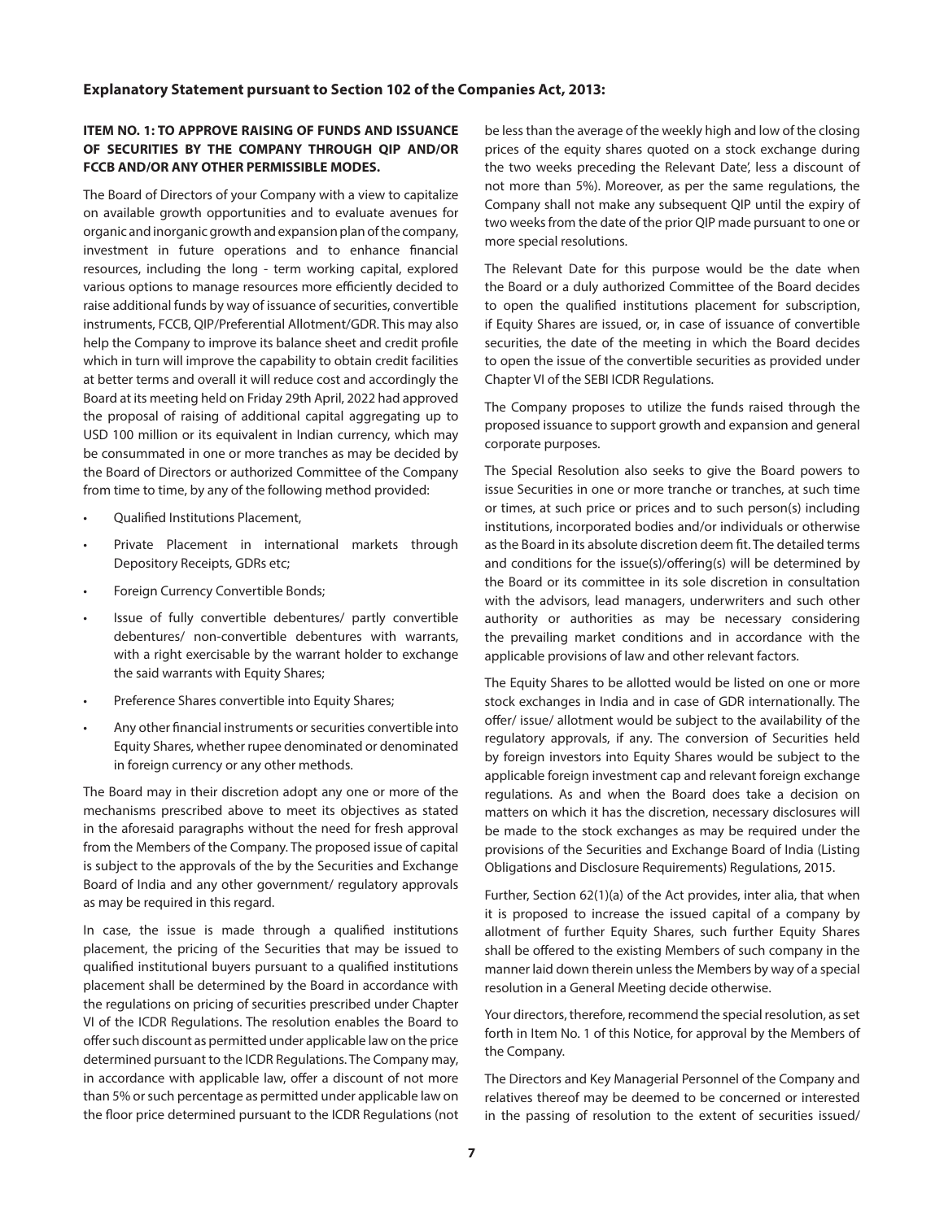### Explanatory Statement pursuant to Section 102 of the Companies Act, 2013:

**ITEM NO. 1: TO APPROVE RAISING OF FUNDS AND ISSUANCE OF SECURITIES BY THE COMPANY THROUGH QIP AND/OR FCCB AND/OR ANY OTHER PERMISSIBLE MODES.**

The Board of Directors of your Company with a view to capitalize on available growth opportunities and to evaluate avenues for organic and inorganic growth and expansion plan of the company, investment in future operations and to enhance financial resources, including the long - term working capital, explored various options to manage resources more efficiently decided to raise additional funds by way of issuance of securities, convertible instruments, FCCB, QIP/Preferential Allotment/GDR. This may also help the Company to improve its balance sheet and credit profile which in turn will improve the capability to obtain credit facilities at better terms and overall it will reduce cost and accordingly the Board at its meeting held on Friday 29th April, 2022 had approved the proposal of raising of additional capital aggregating up to USD 100 million or its equivalent in Indian currency, which may be consummated in one or more tranches as may be decided by the Board of Directors or authorized Committee of the Company from time to time, by any of the following method provided:

- Qualified Institutions Placement,
- Private Placement in international markets through Depository Receipts, GDRs etc;
- Foreign Currency Convertible Bonds;
- Issue of fully convertible debentures/ partly convertible debentures/ non-convertible debentures with warrants, with a right exercisable by the warrant holder to exchange the said warrants with Equity Shares;
- Preference Shares convertible into Equity Shares;
- Any other financial instruments or securities convertible into Equity Shares, whether rupee denominated or denominated in foreign currency or any other methods.

The Board may in their discretion adopt any one or more of the mechanisms prescribed above to meet its objectives as stated in the aforesaid paragraphs without the need for fresh approval from the Members of the Company. The proposed issue of capital is subject to the approvals of the by the Securities and Exchange Board of India and any other government/ regulatory approvals as may be required in this regard.

In case, the issue is made through a qualified institutions placement, the pricing of the Securities that may be issued to qualified institutional buyers pursuant to a qualified institutions placement shall be determined by the Board in accordance with the regulations on pricing of securities prescribed under Chapter VI of the ICDR Regulations. The resolution enables the Board to offer such discount as permitted under applicable law on the price determined pursuant to the ICDR Regulations. The Company may, in accordance with applicable law, offer a discount of not more than 5% or such percentage as permitted under applicable law on the floor price determined pursuant to the ICDR Regulations (not be less than the average of the weekly high and low of the closing prices of the equity shares quoted on a stock exchange during the two weeks preceding the Relevant Date', less a discount of not more than 5%). Moreover, as per the same regulations, the Company shall not make any subsequent QIP until the expiry of two weeks from the date of the prior QIP made pursuant to one or more special resolutions.

The Relevant Date for this purpose would be the date when the Board or a duly authorized Committee of the Board decides to open the qualified institutions placement for subscription, if Equity Shares are issued, or, in case of issuance of convertible securities, the date of the meeting in which the Board decides to open the issue of the convertible securities as provided under Chapter VI of the SEBI ICDR Regulations.

The Company proposes to utilize the funds raised through the proposed issuance to support growth and expansion and general corporate purposes.

The Special Resolution also seeks to give the Board powers to issue Securities in one or more tranche or tranches, at such time or times, at such price or prices and to such person(s) including institutions, incorporated bodies and/or individuals or otherwise as the Board in its absolute discretion deem fit. The detailed terms and conditions for the issue(s)/offering(s) will be determined by the Board or its committee in its sole discretion in consultation with the advisors, lead managers, underwriters and such other authority or authorities as may be necessary considering the prevailing market conditions and in accordance with the applicable provisions of law and other relevant factors.

The Equity Shares to be allotted would be listed on one or more stock exchanges in India and in case of GDR internationally. The offer/ issue/ allotment would be subject to the availability of the regulatory approvals, if any. The conversion of Securities held by foreign investors into Equity Shares would be subject to the applicable foreign investment cap and relevant foreign exchange regulations. As and when the Board does take a decision on matters on which it has the discretion, necessary disclosures will be made to the stock exchanges as may be required under the provisions of the Securities and Exchange Board of India (Listing Obligations and Disclosure Requirements) Regulations, 2015.

Further, Section 62(1)(a) of the Act provides, inter alia, that when it is proposed to increase the issued capital of a company by allotment of further Equity Shares, such further Equity Shares shall be offered to the existing Members of such company in the manner laid down therein unless the Members by way of a special resolution in a General Meeting decide otherwise.

Your directors, therefore, recommend the special resolution, as set forth in Item No. 1 of this Notice, for approval by the Members of the Company.

The Directors and Key Managerial Personnel of the Company and relatives thereof may be deemed to be concerned or interested in the passing of resolution to the extent of securities issued/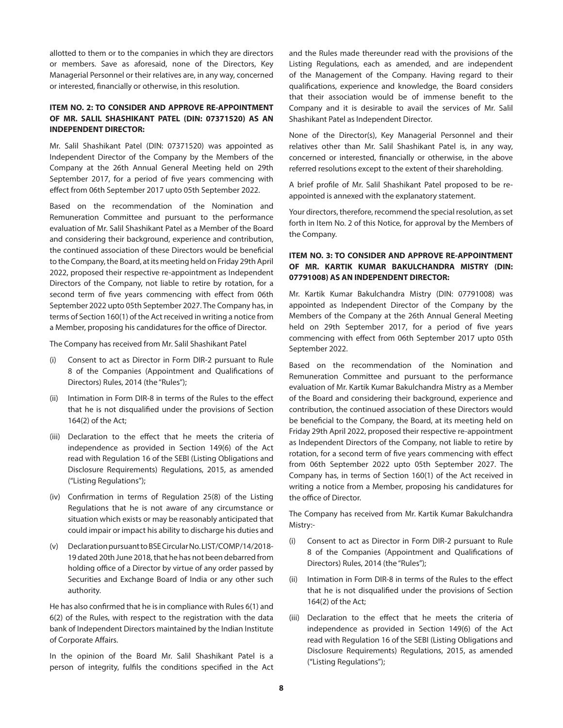allotted to them or to the companies in which they are directors or members. Save as aforesaid, none of the Directors, Key Managerial Personnel or their relatives are, in any way, concerned or interested, financially or otherwise, in this resolution.

### ITEM NO. 2: TO CONSIDER AND APPROVE RE-APPOINTMENT OF MR. SALIL SHASHIKANT PATEL (DIN: 07371520) AS AN INDEPENDENT DIRECTOR:

Mr. Salil Shashikant Patel (DIN: 07371520) was appointed as Independent Director of the Company by the Members of the Company at the 26th Annual General Meeting held on 29th September 2017, for a period of five years commencing with effect from 06th September 2017 upto 05th September 2022.

Based on the recommendation of the Nomination and Remuneration Committee and pursuant to the performance evaluation of Mr. Salil Shashikant Patel as a Member of the Board and considering their background, experience and contribution, the continued association of these Directors would be beneficial to the Company, the Board, at its meeting held on Friday 29th April 2022, proposed their respective re-appointment as Independent Directors of the Company, not liable to retire by rotation, for a second term of five years commencing with effect from 06th September 2022 upto 05th September 2027. The Company has, in terms of Section 160(1) of the Act received in writing a notice from a Member, proposing his candidatures for the office of Director.

The Company has received from Mr. Salil Shashikant Patel

(i) Consent to act as Director in Form DIR-2 pursuant to Rule 8 of the Companies (Appointment and Qualifications of Directors) Rules, 2014 (the "Rules");

(ii) Intimation in Form DIR-8 in terms of the Rules to the effect that he is not disqualified under the provisions of Section 164(2) of the Act;

(iii) Declaration to the effect that he meets the criteria of independence as provided in Section 149(6) of the Act read with Regulation 16 of the SEBI (Listing Obligations and Disclosure Requirements) Regulations, 2015, as amended ("Listing Regulations");

(iv) Confirmation in terms of Regulation 25(8) of the Listing Regulations that he is not aware of any circumstance or situation which exists or may be reasonably anticipated that could impair or impact his ability to discharge his duties and

(v) Declaration pursuant to BSE Circular No. LIST/COMP/14/2018-19 dated 20th June 2018, that he has not been debarred from holding office of a Director by virtue of any order passed by Securities and Exchange Board of India or any other such authority.

He has also confirmed that he is in compliance with Rules 6(1) and 6(2) of the Rules, with respect to the registration with the data bank of Independent Directors maintained by the Indian Institute of Corporate Affairs.

In the opinion of the Board Mr. Salil Shashikant Patel is a person of integrity, fulfils the conditions specified in the Act and the Rules made thereunder read with the provisions of the Listing Regulations, each as amended, and are independent of the Management of the Company. Having regard to their qualifications, experience and knowledge, the Board considers that their association would be of immense benefit to the Company and it is desirable to avail the services of Mr. Salil Shashikant Patel as Independent Director.

None of the Director(s), Key Managerial Personnel and their relatives other than Mr. Salil Shashikant Patel is, in any way, concerned or interested, financially or otherwise, in the above referred resolutions except to the extent of their shareholding.

A brief profile of Mr. Salil Shashikant Patel proposed to be re-appointed is annexed with the explanatory statement.

Your directors, therefore, recommend the special resolution, as set forth in Item No. 2 of this Notice, for approval by the Members of the Company.

### ITEM NO. 3: TO CONSIDER AND APPROVE RE-APPOINTMENT OF MR. KARTIK KUMAR BAKULCHANDRA MISTRY (DIN: 07791008) AS AN INDEPENDENT DIRECTOR:

Mr. Kartik Kumar Bakulchandra Mistry (DIN: 07791008) was appointed as Independent Director of the Company by the Members of the Company at the 26th Annual General Meeting held on 29th September 2017, for a period of five years commencing with effect from 06th September 2017 upto 05th September 2022.

Based on the recommendation of the Nomination and Remuneration Committee and pursuant to the performance evaluation of Mr. Kartik Kumar Bakulchandra Mistry as a Member of the Board and considering their background, experience and contribution, the continued association of these Directors would be beneficial to the Company, the Board, at its meeting held on Friday 29th April 2022, proposed their respective re-appointment as Independent Directors of the Company, not liable to retire by rotation, for a second term of five years commencing with effect from 06th September 2022 upto 05th September 2027. The Company has, in terms of Section 160(1) of the Act received in writing a notice from a Member, proposing his candidatures for the office of Director.

The Company has received from Mr. Kartik Kumar Bakulchandra Mistry:-

(i) Consent to act as Director in Form DIR-2 pursuant to Rule 8 of the Companies (Appointment and Qualifications of Directors) Rules, 2014 (the "Rules");

(ii) Intimation in Form DIR-8 in terms of the Rules to the effect that he is not disqualified under the provisions of Section 164(2) of the Act;

(iii) Declaration to the effect that he meets the criteria of independence as provided in Section 149(6) of the Act read with Regulation 16 of the SEBI (Listing Obligations and Disclosure Requirements) Regulations, 2015, as amended ("Listing Regulations");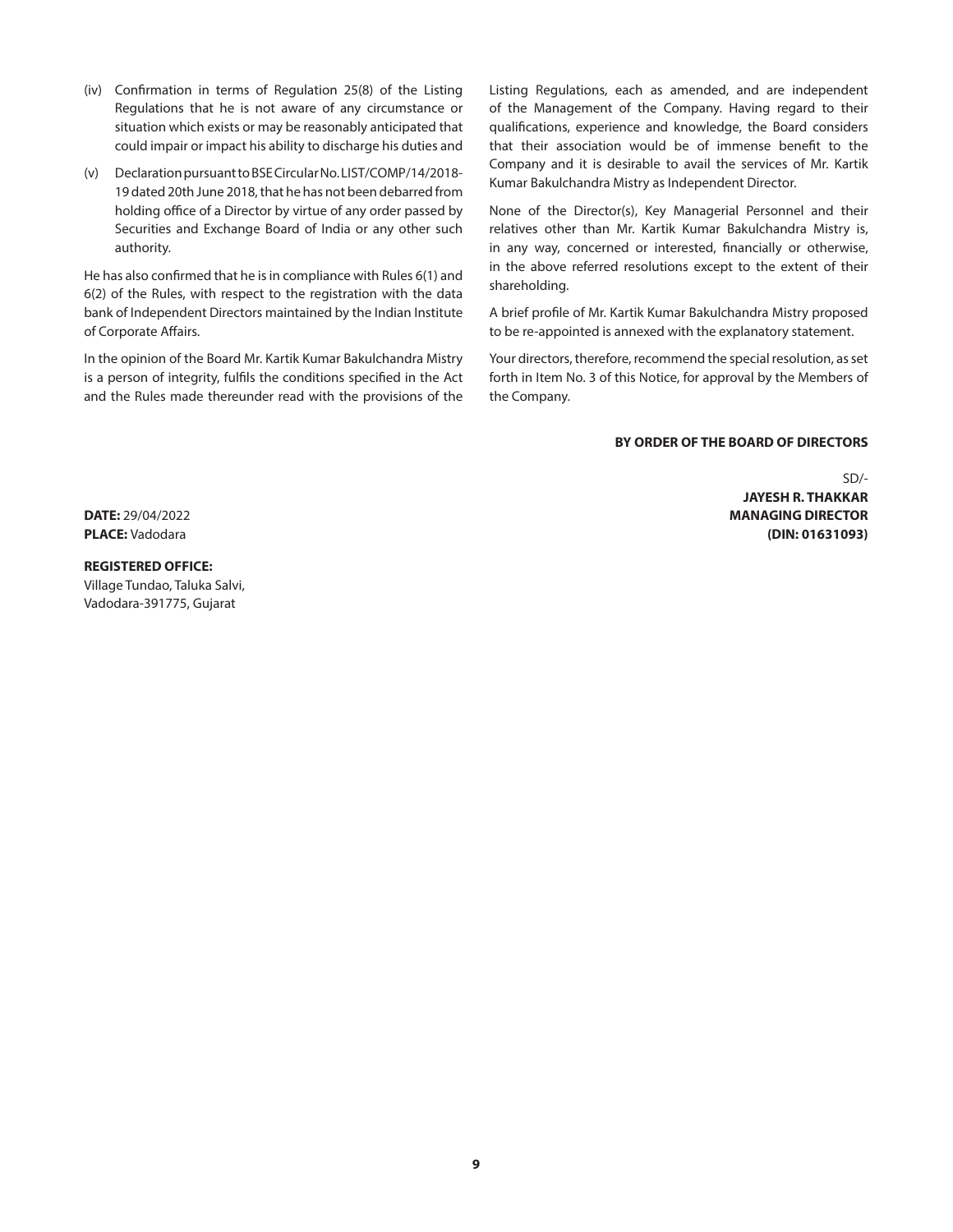(iv) Confirmation in terms of Regulation 25(8) of the Listing Regulations that he is not aware of any circumstance or situation which exists or may be reasonably anticipated that could impair or impact his ability to discharge his duties and

(v) Declaration pursuant to BSE Circular No. LIST/COMP/14/2018-19 dated 20th June 2018, that he has not been debarred from holding office of a Director by virtue of any order passed by Securities and Exchange Board of India or any other such authority.

He has also confirmed that he is in compliance with Rules 6(1) and 6(2) of the Rules, with respect to the registration with the data bank of Independent Directors maintained by the Indian Institute of Corporate Affairs.

In the opinion of the Board Mr. Kartik Kumar Bakulchandra Mistry is a person of integrity, fulfils the conditions specified in the Act and the Rules made thereunder read with the provisions of the Listing Regulations, each as amended, and are independent of the Management of the Company. Having regard to their qualifications, experience and knowledge, the Board considers that their association would be of immense benefit to the Company and it is desirable to avail the services of Mr. Kartik Kumar Bakulchandra Mistry as Independent Director.

None of the Director(s), Key Managerial Personnel and their relatives other than Mr. Kartik Kumar Bakulchandra Mistry is, in any way, concerned or interested, financially or otherwise, in the above referred resolutions except to the extent of their shareholding.

A brief profile of Mr. Kartik Kumar Bakulchandra Mistry proposed to be re-appointed is annexed with the explanatory statement.

Your directors, therefore, recommend the special resolution, as set forth in Item No. 3 of this Notice, for approval by the Members of the Company.

**BY ORDER OF THE BOARD OF DIRECTORS**

SD/-
**JAYESH R. THAKKAR**
**MANAGING DIRECTOR**
**(DIN: 01631093)**

**DATE:** 29/04/2022
**PLACE:** Vadodara

**REGISTERED OFFICE:**
Village Tundao, Taluka Salvi,
Vadodara-391775, Gujarat